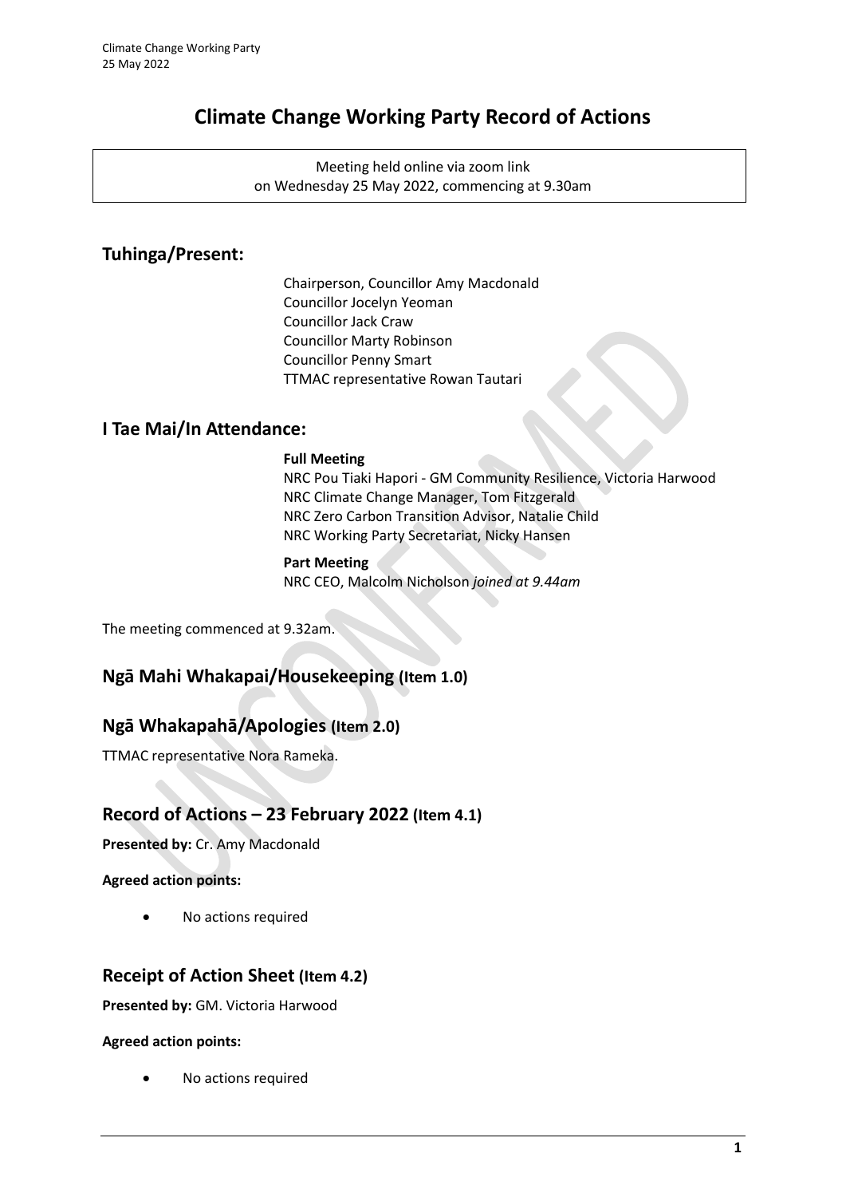# Climate Change Working Party Record of Actions

Meeting held online via zoom link
on Wednesday 25 May 2022, commencing at 9.30am

## Tuhinga/Present:

Chairperson, Councillor Amy Macdonald
Councillor Jocelyn Yeoman
Councillor Jack Craw
Councillor Marty Robinson
Councillor Penny Smart
TTMAC representative Rowan Tautari

## I Tae Mai/In Attendance:

**Full Meeting**
NRC Pou Tiaki Hapori - GM Community Resilience, Victoria Harwood
NRC Climate Change Manager, Tom Fitzgerald
NRC Zero Carbon Transition Advisor, Natalie Child
NRC Working Party Secretariat, Nicky Hansen

**Part Meeting**
NRC CEO, Malcolm Nicholson *joined at 9.44am*

The meeting commenced at 9.32am.

## Ngā Mahi Whakapai/Housekeeping (Item 1.0)

## Ngā Whakapahā/Apologies (Item 2.0)

TTMAC representative Nora Rameka.

## Record of Actions – 23 February 2022 (Item 4.1)

**Presented by:** Cr. Amy Macdonald

**Agreed action points:**

- No actions required

## Receipt of Action Sheet (Item 4.2)

**Presented by:** GM. Victoria Harwood

**Agreed action points:**

- No actions required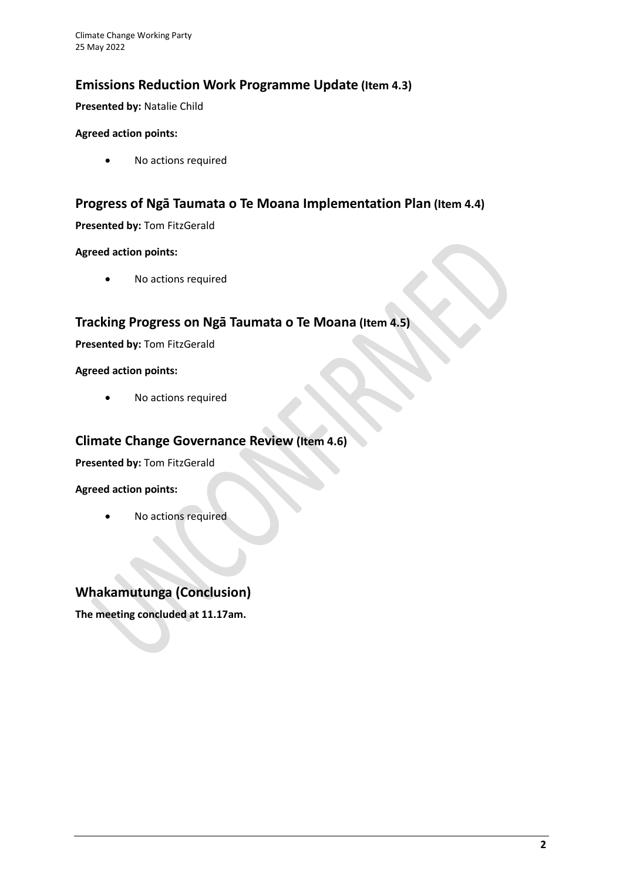## Emissions Reduction Work Programme Update (Item 4.3)

**Presented by:** Natalie Child

**Agreed action points:**

- No actions required

## Progress of Ngā Taumata o Te Moana Implementation Plan (Item 4.4)

**Presented by:** Tom FitzGerald

**Agreed action points:**

- No actions required

## Tracking Progress on Ngā Taumata o Te Moana (Item 4.5)

**Presented by:** Tom FitzGerald

**Agreed action points:**

- No actions required

## Climate Change Governance Review (Item 4.6)

**Presented by:** Tom FitzGerald

**Agreed action points:**

- No actions required

## Whakamutunga (Conclusion)

**The meeting concluded at 11.17am.**